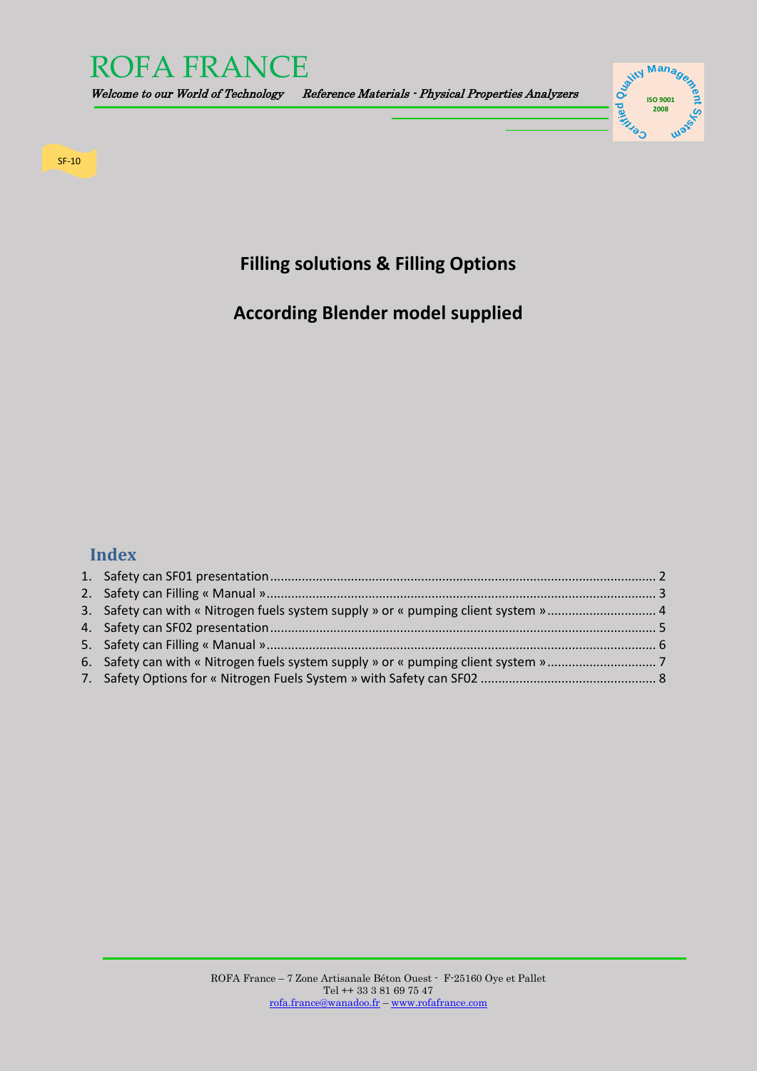# ROFA FRANCE

*Welcome to our World of Technology* *Reference Materials - Physical Properties Analyzers*

Certified Quality Management System ISO 9001 2008

SF-10

## Filling solutions & Filling Options

## According Blender model supplied

### Index

1. Safety can SF01 presentation ........ 2
2. Safety can Filling « Manual » ........ 3
3. Safety can with « Nitrogen fuels system supply » or « pumping client system » ........ 4
4. Safety can SF02 presentation ........ 5
5. Safety can Filling « Manual » ........ 6
6. Safety can with « Nitrogen fuels system supply » or « pumping client system » ........ 7
7. Safety Options for « Nitrogen Fuels System » with Safety can SF02 ........ 8

ROFA France – 7 Zone Artisanale Béton Ouest - F-25160 Oye et Pallet
Tel ++ 33 3 81 69 75 47
rofa.france@wanadoo.fr – www.rofafrance.com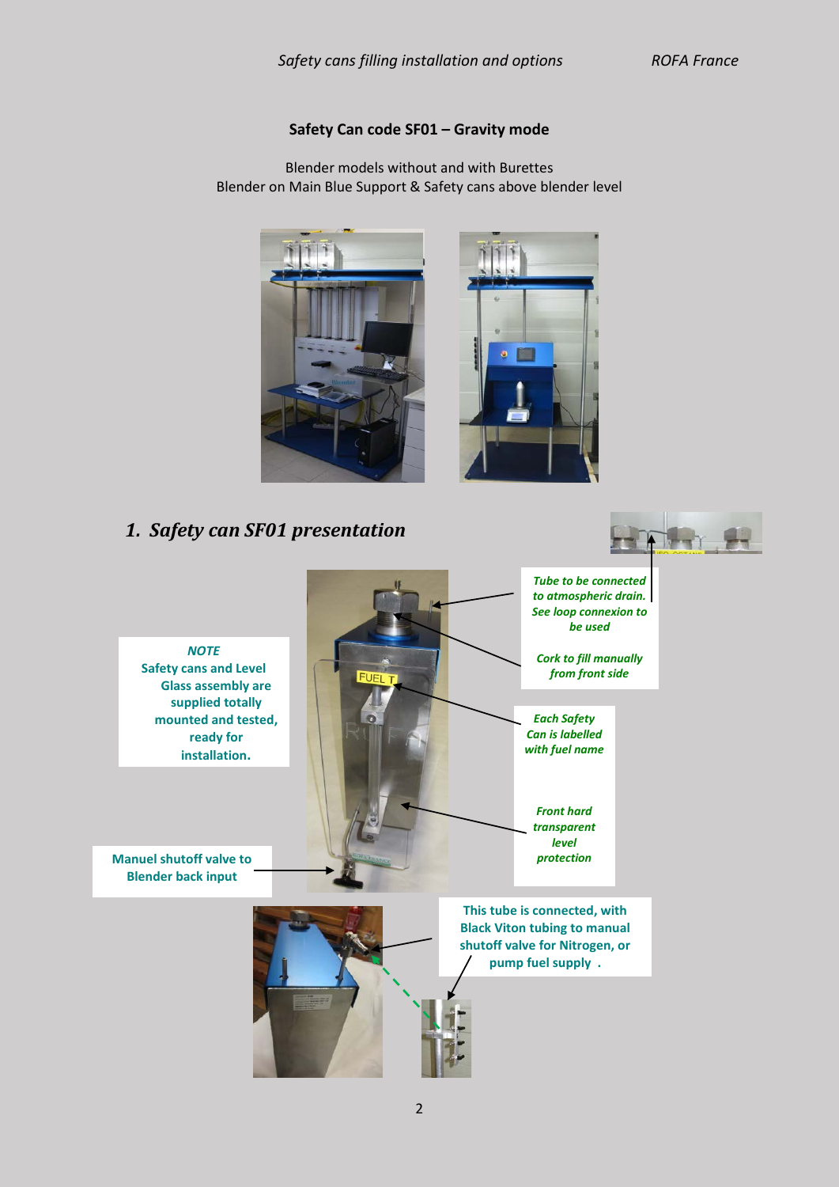## Safety Can code SF01 – Gravity mode

Blender models without and with Burettes
Blender on Main Blue Support & Safety cans above blender level

# 1. *Safety can SF01 presentation*

***Tube to be connected to atmospheric drain. See loop connexion to be used***

***Cork to fill manually from front side***

**NOTE**
**Safety cans and Level Glass assembly are supplied totally mounted and tested, ready for installation.**

***Each Safety Can is labelled with fuel name***

***Front hard transparent level protection***

**Manuel shutoff valve to Blender back input**

**This tube is connected, with Black Viton tubing to manual shutoff valve for Nitrogen, or pump fuel supply .**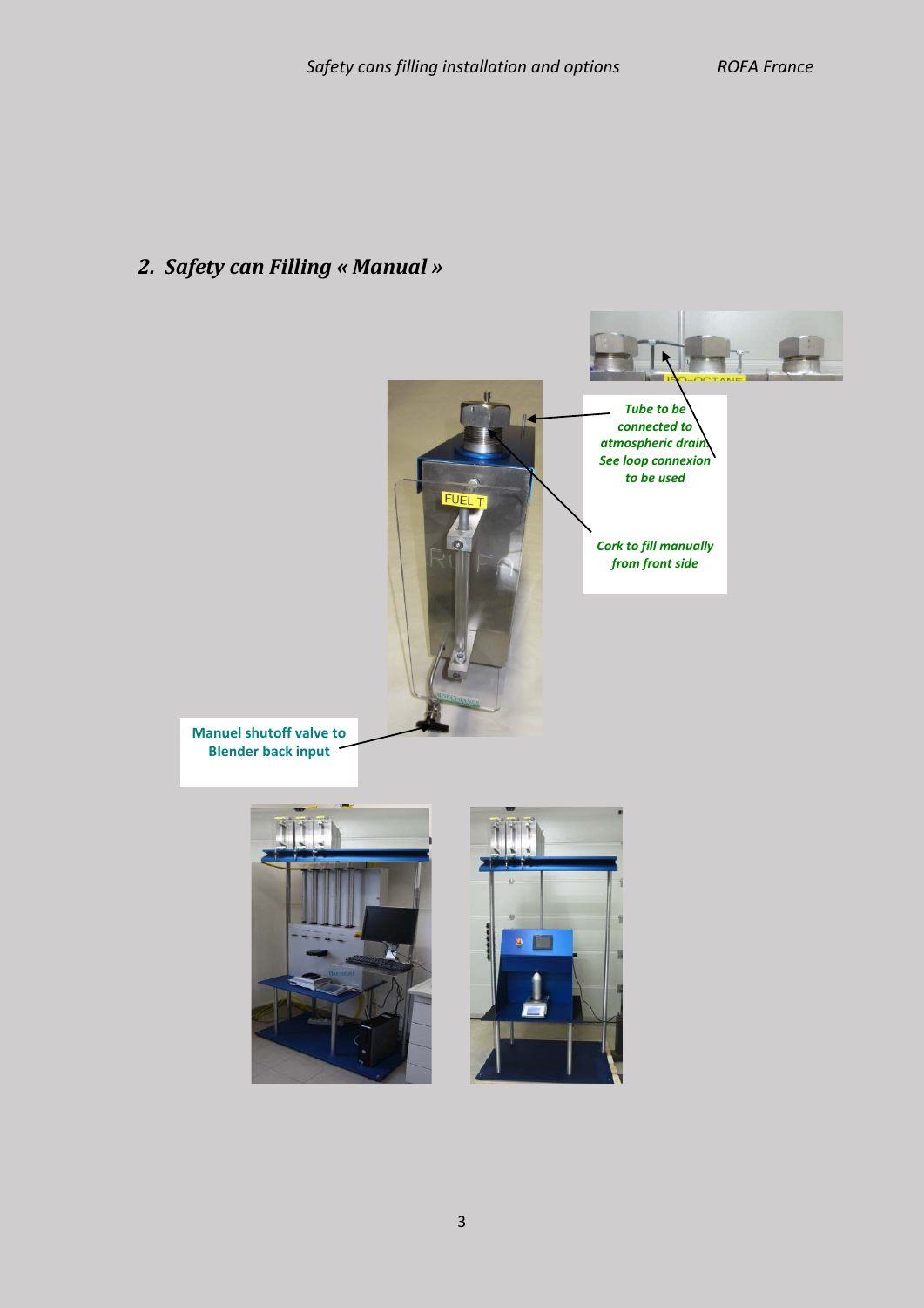## 2. *Safety can Filling « Manual »*

*Tube to be connected to atmospheric drain. See loop connexion to be used*

*Cork to fill manually from front side*

**Manuel shutoff valve to Blender back input**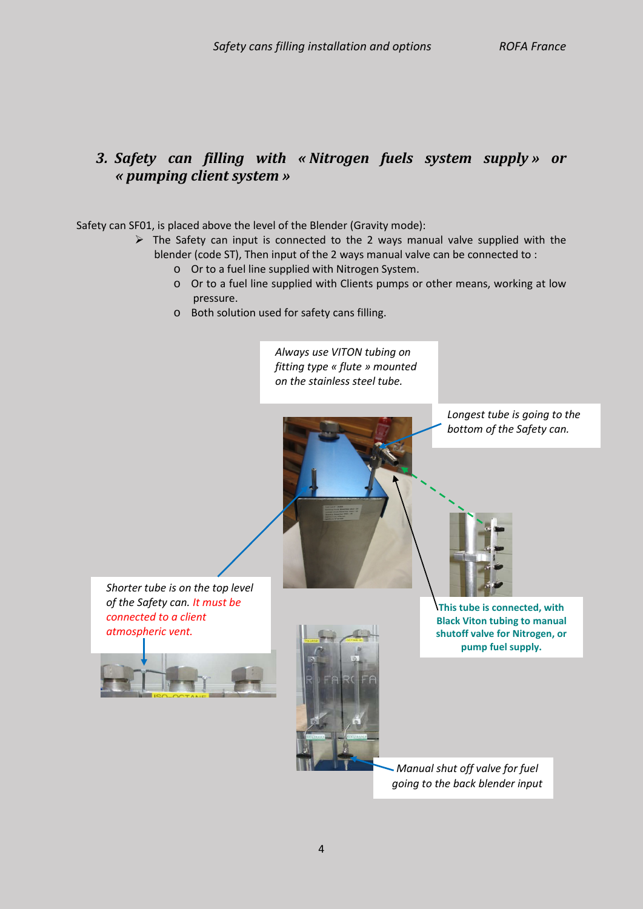## *3. Safety can filling with « Nitrogen fuels system supply » or « pumping client system »*

Safety can SF01, is placed above the level of the Blender (Gravity mode):

- The Safety can input is connected to the 2 ways manual valve supplied with the blender (code ST), Then input of the 2 ways manual valve can be connected to :
  - Or to a fuel line supplied with Nitrogen System.
  - Or to a fuel line supplied with Clients pumps or other means, working at low pressure.
  - Both solution used for safety cans filling.

*Always use VITON tubing on fitting type « flute » mounted on the stainless steel tube.*

*Longest tube is going to the bottom of the Safety can.*

*Shorter tube is on the top level of the Safety can. It must be connected to a client atmospheric vent.*

**This tube is connected, with Black Viton tubing to manual shutoff valve for Nitrogen, or pump fuel supply.**

*Manual shut off valve for fuel going to the back blender input*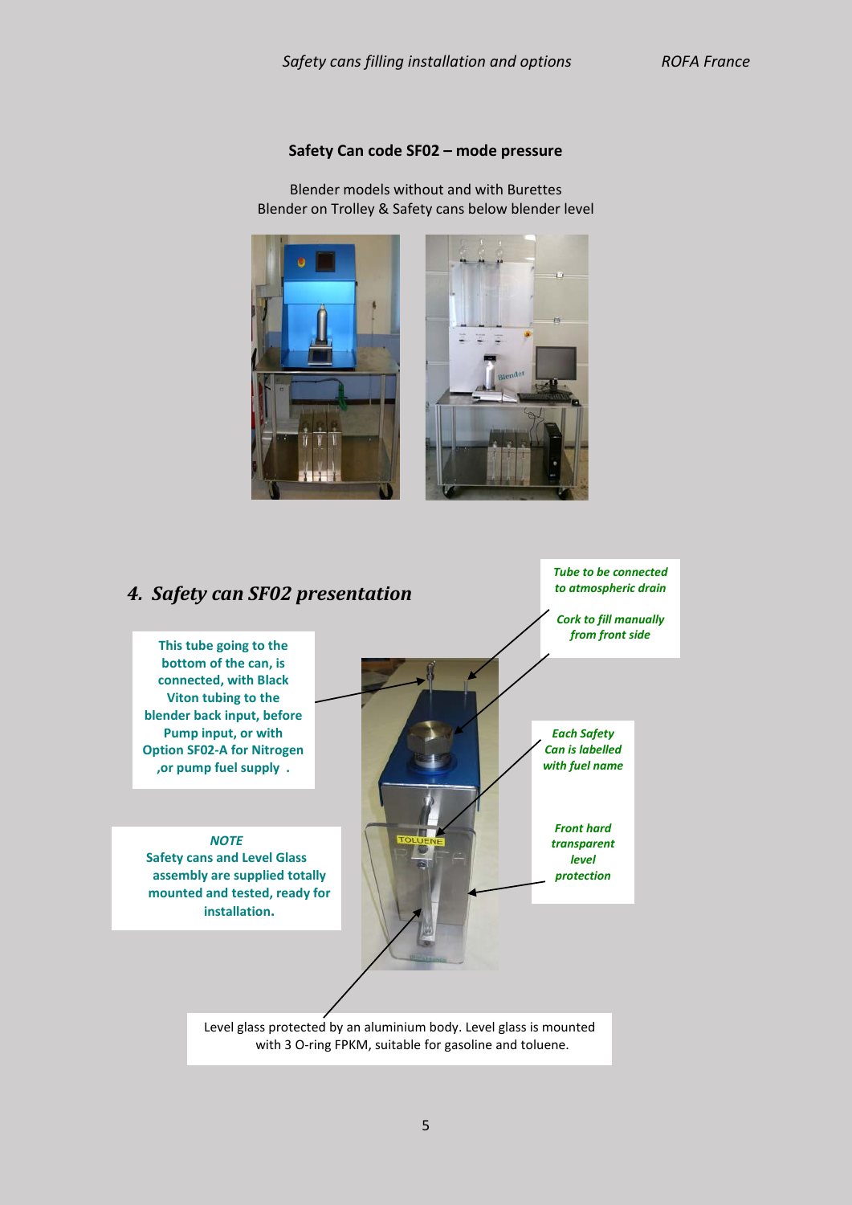**Safety Can code SF02 – mode pressure**

Blender models without and with Burettes
Blender on Trolley & Safety cans below blender level

## 4. *Safety can SF02 presentation*

**This tube going to the bottom of the can, is connected, with Black Viton tubing to the blender back input, before Pump input, or with Option SF02-A for Nitrogen ,or pump fuel supply .**

***Tube to be connected to atmospheric drain***

***Cork to fill manually from front side***

***Each Safety Can is labelled with fuel name***

***Front hard transparent level protection***

***NOTE***
**Safety cans and Level Glass assembly are supplied totally mounted and tested, ready for installation.**

TOLUENE

Level glass protected by an aluminium body. Level glass is mounted with 3 O-ring FPKM, suitable for gasoline and toluene.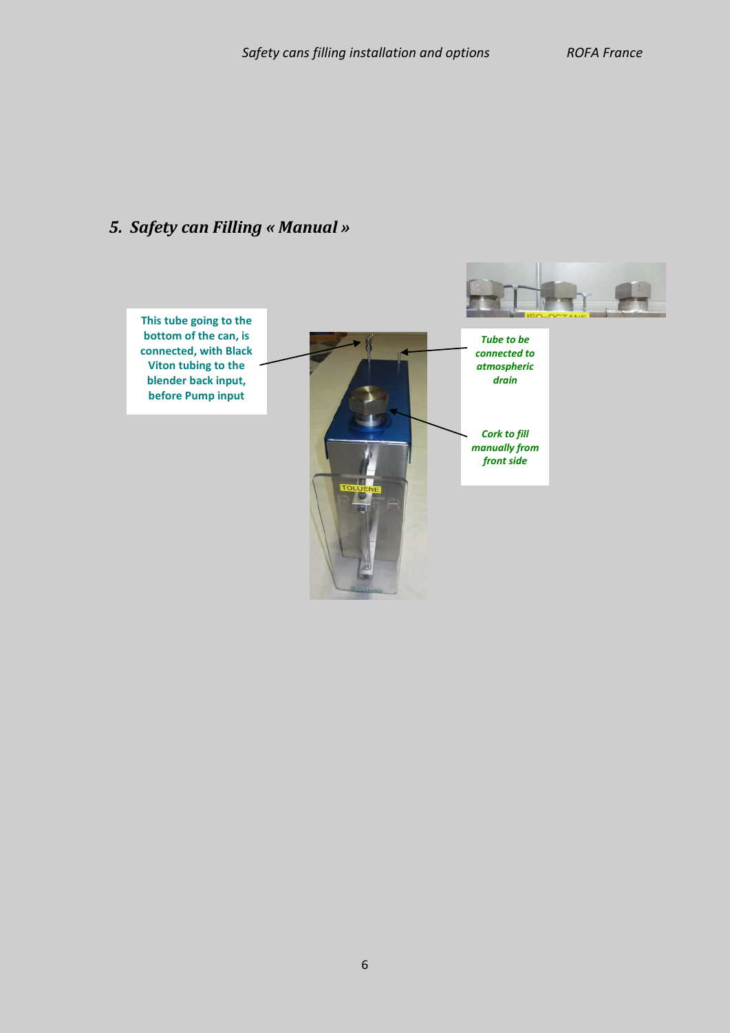## 5. *Safety can Filling « Manual »*

**This tube going to the bottom of the can, is connected, with Black Viton tubing to the blender back input, before Pump input**

***Tube to be connected to atmospheric drain***

***Cork to fill manually from front side***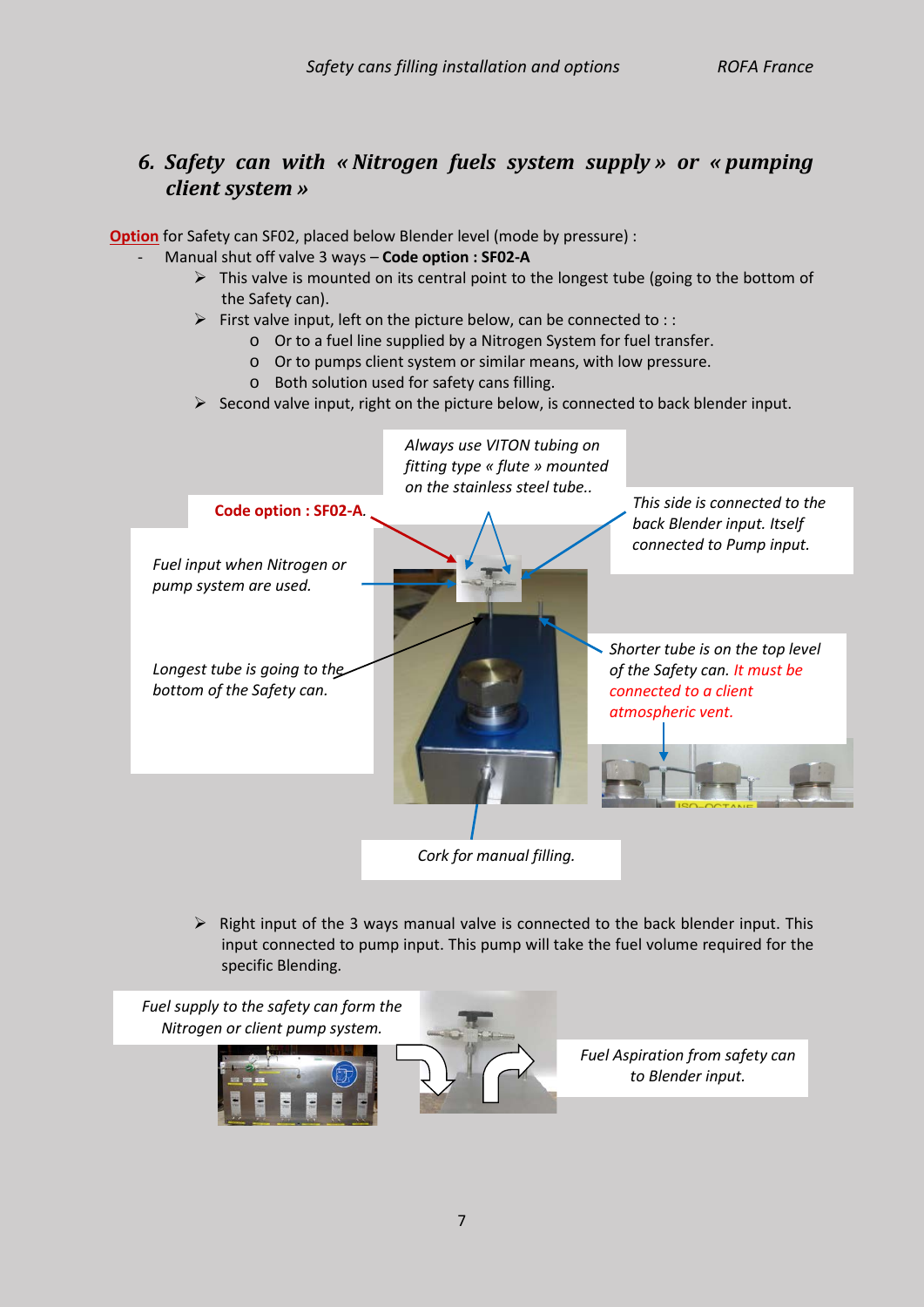## 6. *Safety can with « Nitrogen fuels system supply » or « pumping client system »*

**Option** for Safety can SF02, placed below Blender level (mode by pressure) :

- Manual shut off valve 3 ways – **Code option : SF02-A**
  - This valve is mounted on its central point to the longest tube (going to the bottom of the Safety can).
  - First valve input, left on the picture below, can be connected to : :
    - Or to a fuel line supplied by a Nitrogen System for fuel transfer.
    - Or to pumps client system or similar means, with low pressure.
    - Both solution used for safety cans filling.
  - Second valve input, right on the picture below, is connected to back blender input.

*Always use VITON tubing on fitting type « flute » mounted on the stainless steel tube..*

**Code option : SF02-A**.

*This side is connected to the back Blender input. Itself connected to Pump input.*

*Fuel input when Nitrogen or pump system are used.*

*Longest tube is going to the bottom of the Safety can.*

*Shorter tube is on the top level of the Safety can. It must be connected to a client atmospheric vent.*

ISO-OCTANE

*Cork for manual filling.*

- Right input of the 3 ways manual valve is connected to the back blender input. This input connected to pump input. This pump will take the fuel volume required for the specific Blending.

*Fuel supply to the safety can form the Nitrogen or client pump system.*

*Fuel Aspiration from safety can to Blender input.*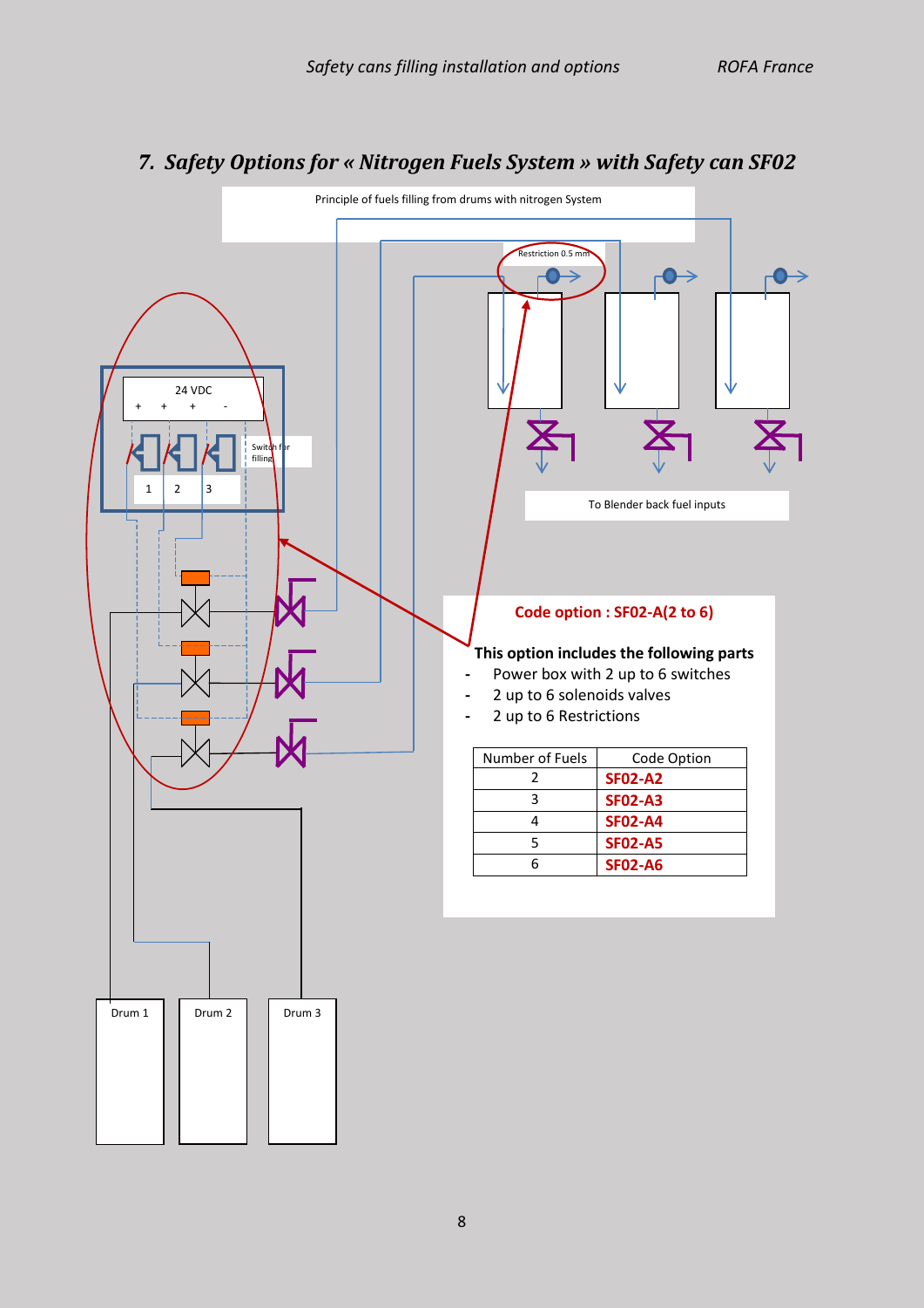## 7. *Safety Options for « Nitrogen Fuels System » with Safety can SF02*

Principle of fuels filling from drums with nitrogen System

Restriction 0.5 mm

24 VDC

\+ + + -

Switch for filling

1 2 3

To Blender back fuel inputs

Drum 1

Drum 2

Drum 3

**Code option : SF02-A(2 to 6)**

**This option includes the following parts**

- Power box with 2 up to 6 switches
- 2 up to 6 solenoids valves
- 2 up to 6 Restrictions

| Number of Fuels | Code Option |
|---|---|
| 2 | **SF02-A2** |
| 3 | **SF02-A3** |
| 4 | **SF02-A4** |
| 5 | **SF02-A5** |
| 6 | **SF02-A6** |